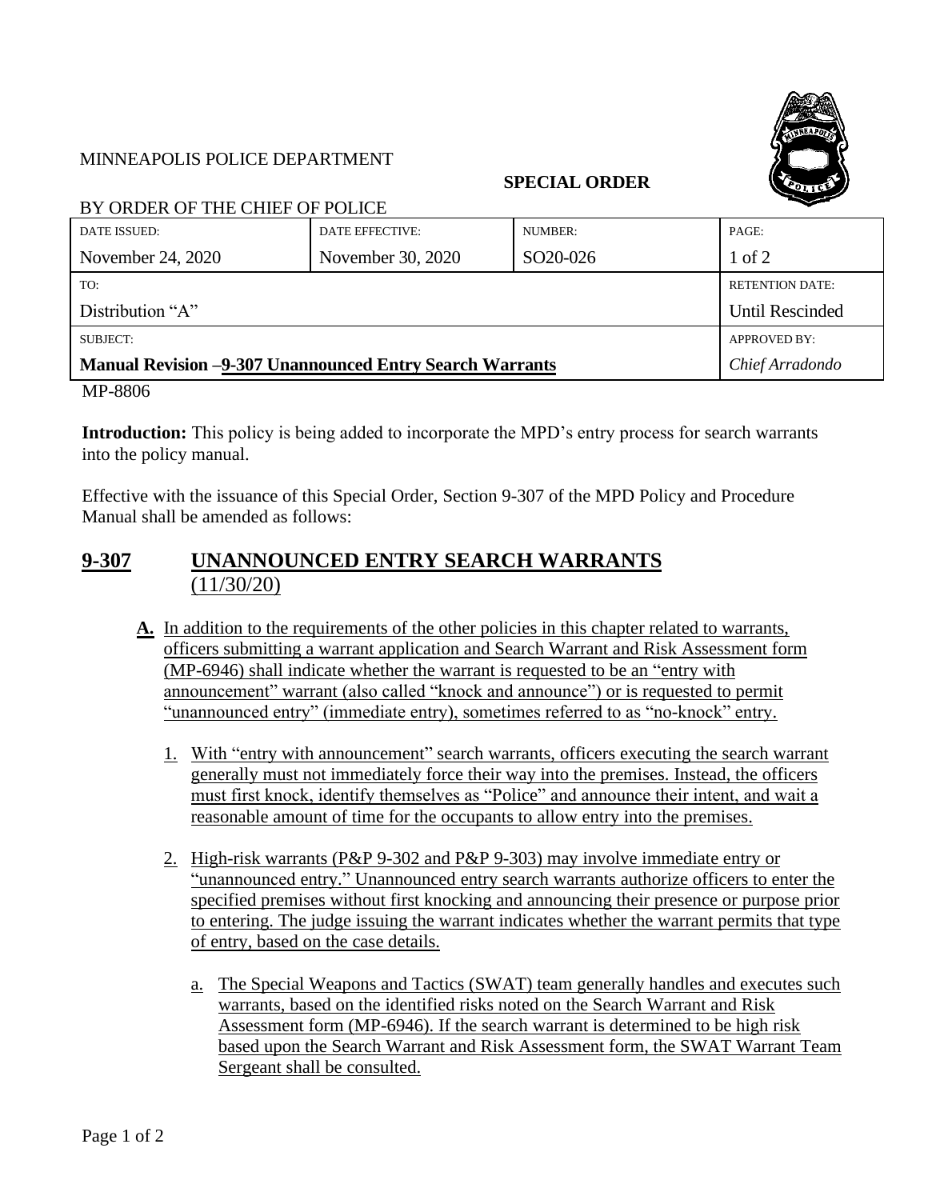MINNEAPOLIS POLICE DEPARTMENT

**SPECIAL ORDER**

BY ORDER OF THE CHIEF OF POLICE

| DATE ISSUED: | DATE EFFECTIVE: | NUMBER: | PAGE: |
|---|---|---|---|
| November 24, 2020 | November 30, 2020 | SO20-026 | 1 of 2 |
| TO: Distribution "A" | | | RETENTION DATE: Until Rescinded |
| SUBJECT: **Manual Revision –9-307 Unannounced Entry Search Warrants** | | | APPROVED BY: *Chief Arradondo* |

MP-8806

**Introduction:** This policy is being added to incorporate the MPD's entry process for search warrants into the policy manual.

Effective with the issuance of this Special Order, Section 9-307 of the MPD Policy and Procedure Manual shall be amended as follows:

## 9-307 UNANNOUNCED ENTRY SEARCH WARRANTS (11/30/20)

**A.** In addition to the requirements of the other policies in this chapter related to warrants, officers submitting a warrant application and Search Warrant and Risk Assessment form (MP-6946) shall indicate whether the warrant is requested to be an "entry with announcement" warrant (also called "knock and announce") or is requested to permit "unannounced entry" (immediate entry), sometimes referred to as "no-knock" entry.

1. With "entry with announcement" search warrants, officers executing the search warrant generally must not immediately force their way into the premises. Instead, the officers must first knock, identify themselves as "Police" and announce their intent, and wait a reasonable amount of time for the occupants to allow entry into the premises.

2. High-risk warrants (P&P 9-302 and P&P 9-303) may involve immediate entry or "unannounced entry." Unannounced entry search warrants authorize officers to enter the specified premises without first knocking and announcing their presence or purpose prior to entering. The judge issuing the warrant indicates whether the warrant permits that type of entry, based on the case details.

   a. The Special Weapons and Tactics (SWAT) team generally handles and executes such warrants, based on the identified risks noted on the Search Warrant and Risk Assessment form (MP-6946). If the search warrant is determined to be high risk based upon the Search Warrant and Risk Assessment form, the SWAT Warrant Team Sergeant shall be consulted.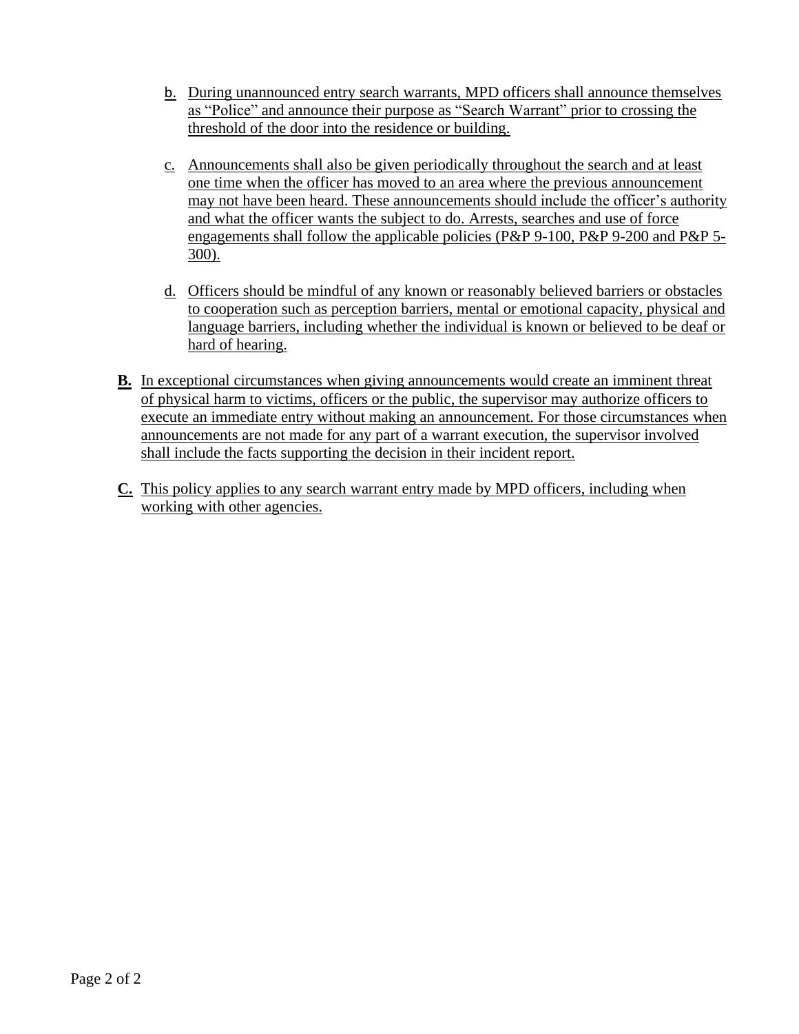b. During unannounced entry search warrants, MPD officers shall announce themselves as "Police" and announce their purpose as "Search Warrant" prior to crossing the threshold of the door into the residence or building.

c. Announcements shall also be given periodically throughout the search and at least one time when the officer has moved to an area where the previous announcement may not have been heard. These announcements should include the officer's authority and what the officer wants the subject to do. Arrests, searches and use of force engagements shall follow the applicable policies (P&P 9-100, P&P 9-200 and P&P 5-300).

d. Officers should be mindful of any known or reasonably believed barriers or obstacles to cooperation such as perception barriers, mental or emotional capacity, physical and language barriers, including whether the individual is known or believed to be deaf or hard of hearing.

**B.** In exceptional circumstances when giving announcements would create an imminent threat of physical harm to victims, officers or the public, the supervisor may authorize officers to execute an immediate entry without making an announcement. For those circumstances when announcements are not made for any part of a warrant execution, the supervisor involved shall include the facts supporting the decision in their incident report.

**C.** This policy applies to any search warrant entry made by MPD officers, including when working with other agencies.